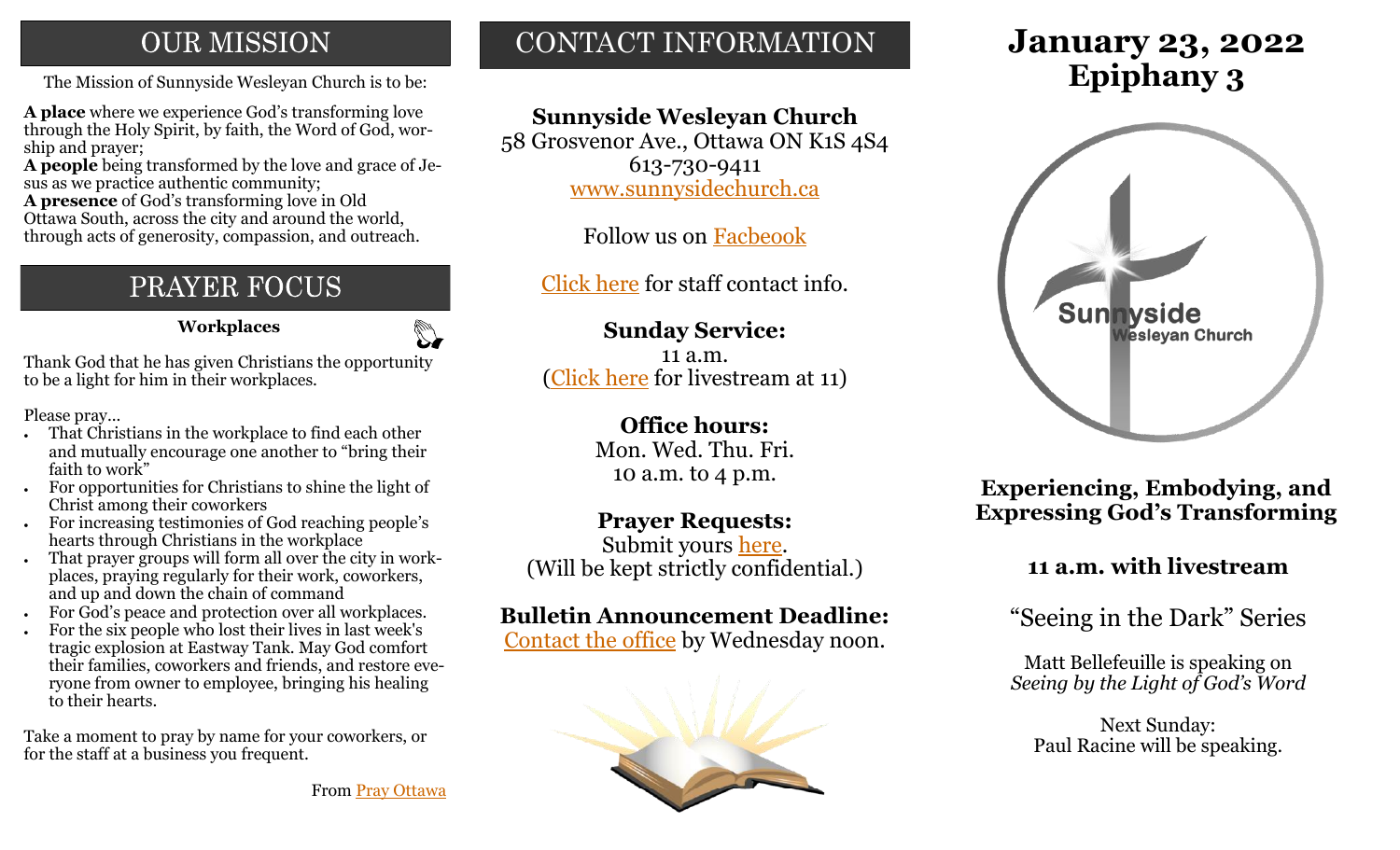## OUR MISSION

The Mission of Sunnyside Wesleyan Church is to be:

**A place** where we experience God's transforming love through the Holy Spirit, by faith, the Word of God, worship and prayer;
**A people** being transformed by the love and grace of Jesus as we practice authentic community;
**A presence** of God's transforming love in Old Ottawa South, across the city and around the world, through acts of generosity, compassion, and outreach.

## PRAYER FOCUS

**Workplaces**

Thank God that he has given Christians the opportunity to be a light for him in their workplaces.

Please pray...

- That Christians in the workplace to find each other and mutually encourage one another to "bring their faith to work"
- For opportunities for Christians to shine the light of Christ among their coworkers
- For increasing testimonies of God reaching people's hearts through Christians in the workplace
- That prayer groups will form all over the city in workplaces, praying regularly for their work, coworkers, and up and down the chain of command
- For God's peace and protection over all workplaces.
- For the six people who lost their lives in last week's tragic explosion at Eastway Tank. May God comfort their families, coworkers and friends, and restore everyone from owner to employee, bringing his healing to their hearts.

Take a moment to pray by name for your coworkers, or for the staff at a business you frequent.

From Pray Ottawa

## CONTACT INFORMATION

**Sunnyside Wesleyan Church**
58 Grosvenor Ave., Ottawa ON K1S 4S4
613-730-9411
www.sunnysidechurch.ca

Follow us on Facbeook

Click here for staff contact info.

**Sunday Service:**
11 a.m.
(Click here for livestream at 11)

**Office hours:**
Mon. Wed. Thu. Fri.
10 a.m. to 4 p.m.

**Prayer Requests:**
Submit yours here.
(Will be kept strictly confidential.)

**Bulletin Announcement Deadline:**
Contact the office by Wednesday noon.

# January 23, 2022
# Epiphany 3

Sunnyside Wesleyan Church

**Experiencing, Embodying, and Expressing God's Transforming**

**11 a.m. with livestream**

"Seeing in the Dark" Series

Matt Bellefeuille is speaking on *Seeing by the Light of God's Word*

Next Sunday:
Paul Racine will be speaking.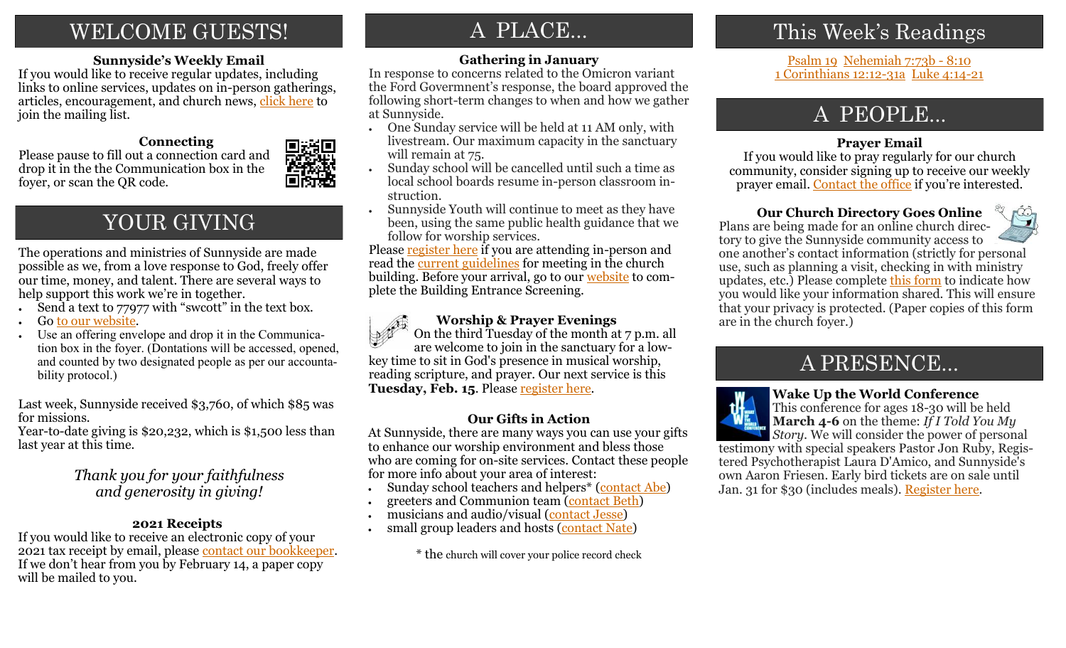# WELCOME GUESTS!

**Sunnyside's Weekly Email**

If you would like to receive regular updates, including links to online services, updates on in-person gatherings, articles, encouragement, and church news, click here to join the mailing list.

**Connecting**

Please pause to fill out a connection card and drop it in the the Communication box in the foyer, or scan the QR code.

# YOUR GIVING

The operations and ministries of Sunnyside are made possible as we, from a love response to God, freely offer our time, money, and talent. There are several ways to help support this work we're in together.

- Send a text to 77977 with "swcott" in the text box.
- Go to our website.
- Use an offering envelope and drop it in the Communication box in the foyer. (Dontations will be accessed, opened, and counted by two designated people as per our accountability protocol.)

Last week, Sunnyside received $3,760, of which $85 was for missions.

Year-to-date giving is $20,232, which is $1,500 less than last year at this time.

*Thank you for your faithfulness and generosity in giving!*

**2021 Receipts**

If you would like to receive an electronic copy of your 2021 tax receipt by email, please contact our bookkeeper. If we don't hear from you by February 14, a paper copy will be mailed to you.

# A PLACE...

**Gathering in January**

In response to concerns related to the Omicron variant the Ford Governmnent's response, the board approved the following short-term changes to when and how we gather at Sunnyside.

- One Sunday service will be held at 11 AM only, with livestream. Our maximum capacity in the sanctuary will remain at 75.
- Sunday school will be cancelled until such a time as local school boards resume in-person classroom instruction.
- Sunnyside Youth will continue to meet as they have been, using the same public health guidance that we follow for worship services.

Please register here if you are attending in-person and read the current guidelines for meeting in the church building. Before your arrival, go to our website to complete the Building Entrance Screening.

**Worship & Prayer Evenings**

On the third Tuesday of the month at 7 p.m. all are welcome to join in the sanctuary for a low-key time to sit in God's presence in musical worship, reading scripture, and prayer. Our next service is this **Tuesday, Feb. 15**. Please register here.

**Our Gifts in Action**

At Sunnyside, there are many ways you can use your gifts to enhance our worship environment and bless those who are coming for on-site services. Contact these people for more info about your area of interest:

- Sunday school teachers and helpers* (contact Abe)
- greeters and Communion team (contact Beth)
- musicians and audio/visual (contact Jesse)
- small group leaders and hosts (contact Nate)

* the church will cover your police record check

# This Week's Readings

Psalm 19 Nehemiah 7:73b - 8:10
1 Corinthians 12:12-31a Luke 4:14-21

# A PEOPLE...

**Prayer Email**

If you would like to pray regularly for our church community, consider signing up to receive our weekly prayer email. Contact the office if you're interested.

**Our Church Directory Goes Online**

Plans are being made for an online church directory to give the Sunnyside community access to one another's contact information (strictly for personal use, such as planning a visit, checking in with ministry updates, etc.) Please complete this form to indicate how you would like your information shared. This will ensure that your privacy is protected. (Paper copies of this form are in the church foyer.)

# A PRESENCE...

**Wake Up the World Conference**

This conference for ages 18-30 will be held **March 4-6** on the theme: *If I Told You My Story*. We will consider the power of personal testimony with special speakers Pastor Jon Ruby, Registered Psychotherapist Laura D'Amico, and Sunnyside's own Aaron Friesen. Early bird tickets are on sale until Jan. 31 for $30 (includes meals). Register here.